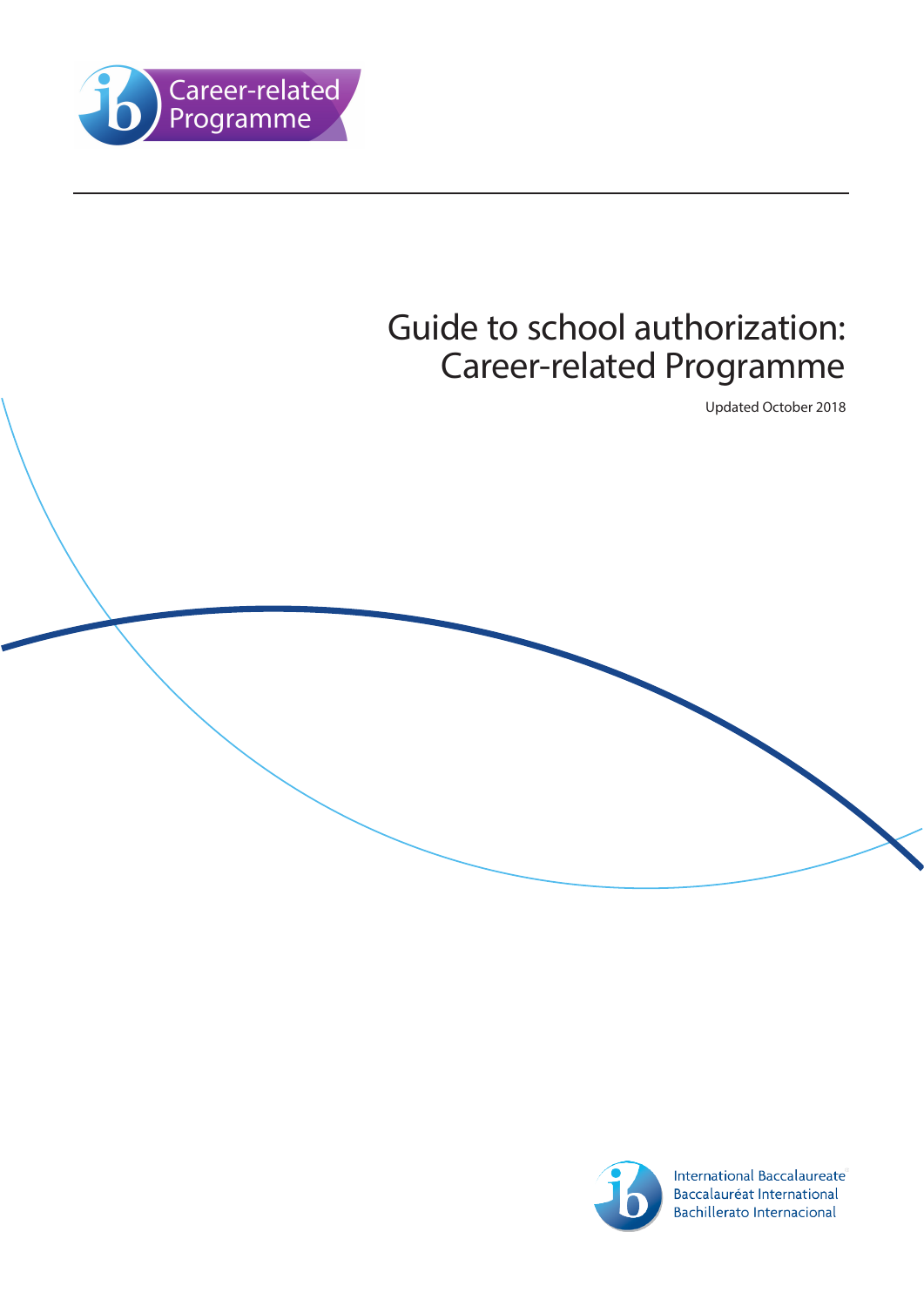Career-related Programme

# Guide to school authorization: Career-related Programme

Updated October 2018

International Baccalaureate
Baccalauréat International
Bachillerato Internacional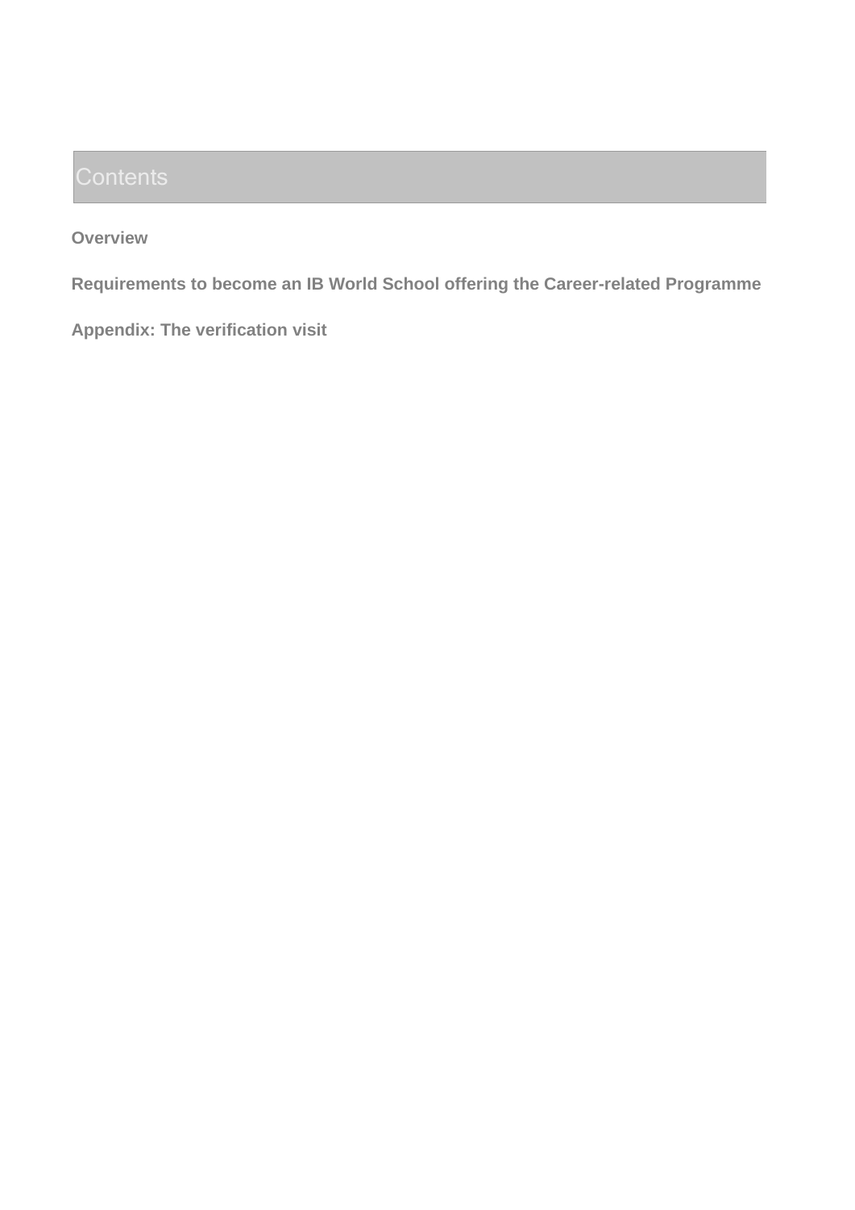# Contents

**Overview**

**Requirements to become an IB World School offering the Career-related Programme**

**Appendix: The verification visit**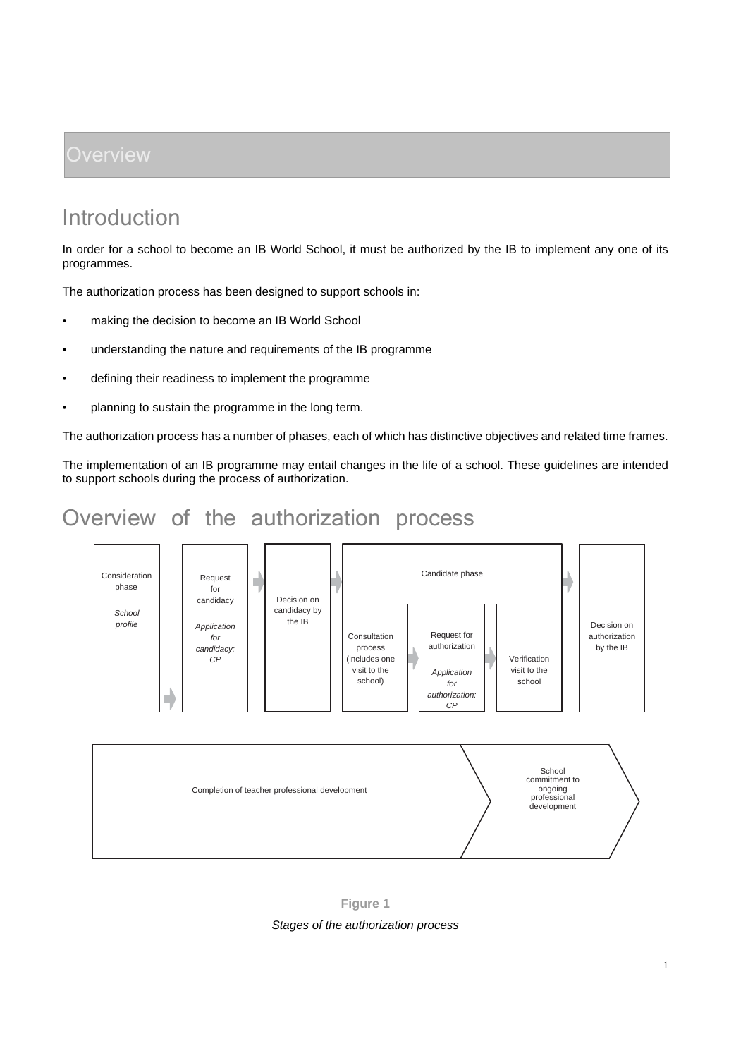# Overview

## Introduction

In order for a school to become an IB World School, it must be authorized by the IB to implement any one of its programmes.

The authorization process has been designed to support schools in:

- making the decision to become an IB World School
- understanding the nature and requirements of the IB programme
- defining their readiness to implement the programme
- planning to sustain the programme in the long term.

The authorization process has a number of phases, each of which has distinctive objectives and related time frames.

The implementation of an IB programme may entail changes in the life of a school. These guidelines are intended to support schools during the process of authorization.

## Overview of the authorization process

Consideration phase

*School profile*

Request for candidacy

*Application for candidacy: CP*

Decision on candidacy by the IB

Candidate phase

- Consultation process (includes one visit to the school)
- Request for authorization — *Application for authorization: CP*
- Verification visit to the school

Decision on authorization by the IB

Completion of teacher professional development

School commitment to ongoing professional development

**Figure 1**

*Stages of the authorization process*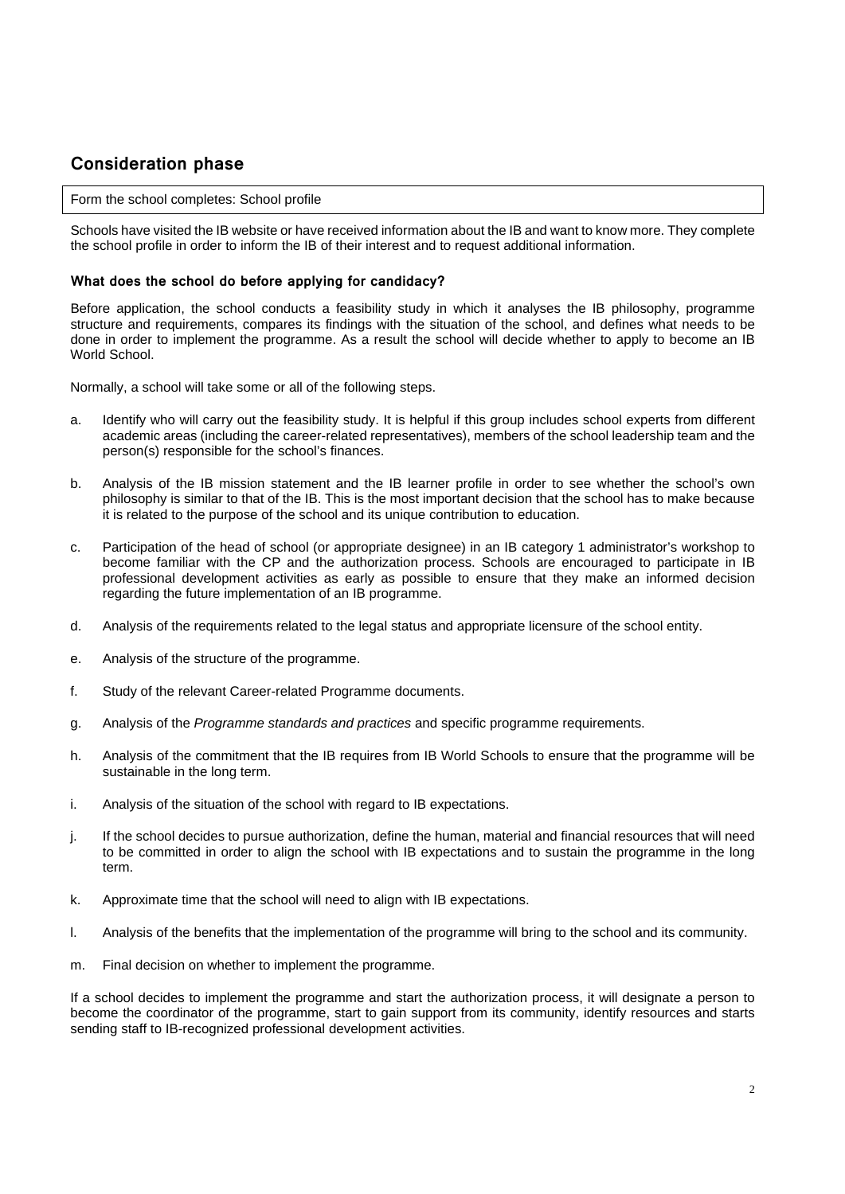## Consideration phase

| Form the school completes: School profile |
|---|

Schools have visited the IB website or have received information about the IB and want to know more. They complete the school profile in order to inform the IB of their interest and to request additional information.

### What does the school do before applying for candidacy?

Before application, the school conducts a feasibility study in which it analyses the IB philosophy, programme structure and requirements, compares its findings with the situation of the school, and defines what needs to be done in order to implement the programme. As a result the school will decide whether to apply to become an IB World School.

Normally, a school will take some or all of the following steps.

a. Identify who will carry out the feasibility study. It is helpful if this group includes school experts from different academic areas (including the career-related representatives), members of the school leadership team and the person(s) responsible for the school's finances.

b. Analysis of the IB mission statement and the IB learner profile in order to see whether the school's own philosophy is similar to that of the IB. This is the most important decision that the school has to make because it is related to the purpose of the school and its unique contribution to education.

c. Participation of the head of school (or appropriate designee) in an IB category 1 administrator's workshop to become familiar with the CP and the authorization process. Schools are encouraged to participate in IB professional development activities as early as possible to ensure that they make an informed decision regarding the future implementation of an IB programme.

d. Analysis of the requirements related to the legal status and appropriate licensure of the school entity.

e. Analysis of the structure of the programme.

f. Study of the relevant Career-related Programme documents.

g. Analysis of the *Programme standards and practices* and specific programme requirements.

h. Analysis of the commitment that the IB requires from IB World Schools to ensure that the programme will be sustainable in the long term.

i. Analysis of the situation of the school with regard to IB expectations.

j. If the school decides to pursue authorization, define the human, material and financial resources that will need to be committed in order to align the school with IB expectations and to sustain the programme in the long term.

k. Approximate time that the school will need to align with IB expectations.

l. Analysis of the benefits that the implementation of the programme will bring to the school and its community.

m. Final decision on whether to implement the programme.

If a school decides to implement the programme and start the authorization process, it will designate a person to become the coordinator of the programme, start to gain support from its community, identify resources and starts sending staff to IB-recognized professional development activities.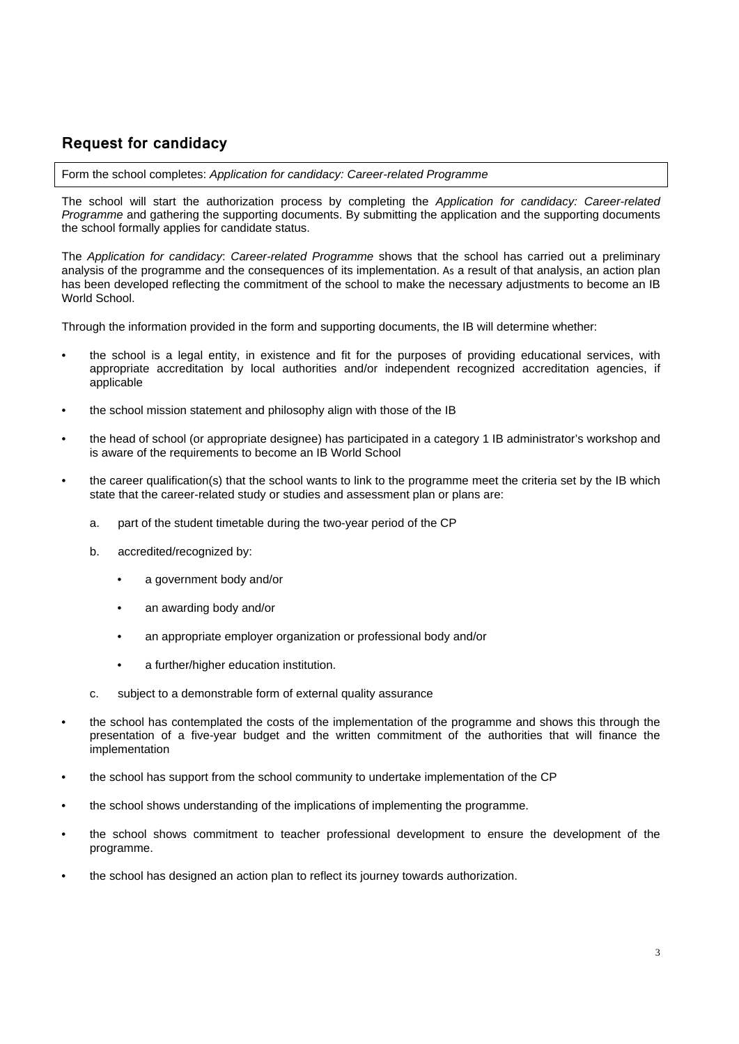## Request for candidacy

Form the school completes: *Application for candidacy: Career-related Programme*

The school will start the authorization process by completing the *Application for candidacy: Career-related Programme* and gathering the supporting documents. By submitting the application and the supporting documents the school formally applies for candidate status.

The *Application for candidacy*: *Career-related Programme* shows that the school has carried out a preliminary analysis of the programme and the consequences of its implementation. As a result of that analysis, an action plan has been developed reflecting the commitment of the school to make the necessary adjustments to become an IB World School.

Through the information provided in the form and supporting documents, the IB will determine whether:

- the school is a legal entity, in existence and fit for the purposes of providing educational services, with appropriate accreditation by local authorities and/or independent recognized accreditation agencies, if applicable
- the school mission statement and philosophy align with those of the IB
- the head of school (or appropriate designee) has participated in a category 1 IB administrator's workshop and is aware of the requirements to become an IB World School
- the career qualification(s) that the school wants to link to the programme meet the criteria set by the IB which state that the career-related study or studies and assessment plan or plans are:
    a. part of the student timetable during the two-year period of the CP
    b. accredited/recognized by:
        - a government body and/or
        - an awarding body and/or
        - an appropriate employer organization or professional body and/or
        - a further/higher education institution.
    c. subject to a demonstrable form of external quality assurance
- the school has contemplated the costs of the implementation of the programme and shows this through the presentation of a five-year budget and the written commitment of the authorities that will finance the implementation
- the school has support from the school community to undertake implementation of the CP
- the school shows understanding of the implications of implementing the programme.
- the school shows commitment to teacher professional development to ensure the development of the programme.
- the school has designed an action plan to reflect its journey towards authorization.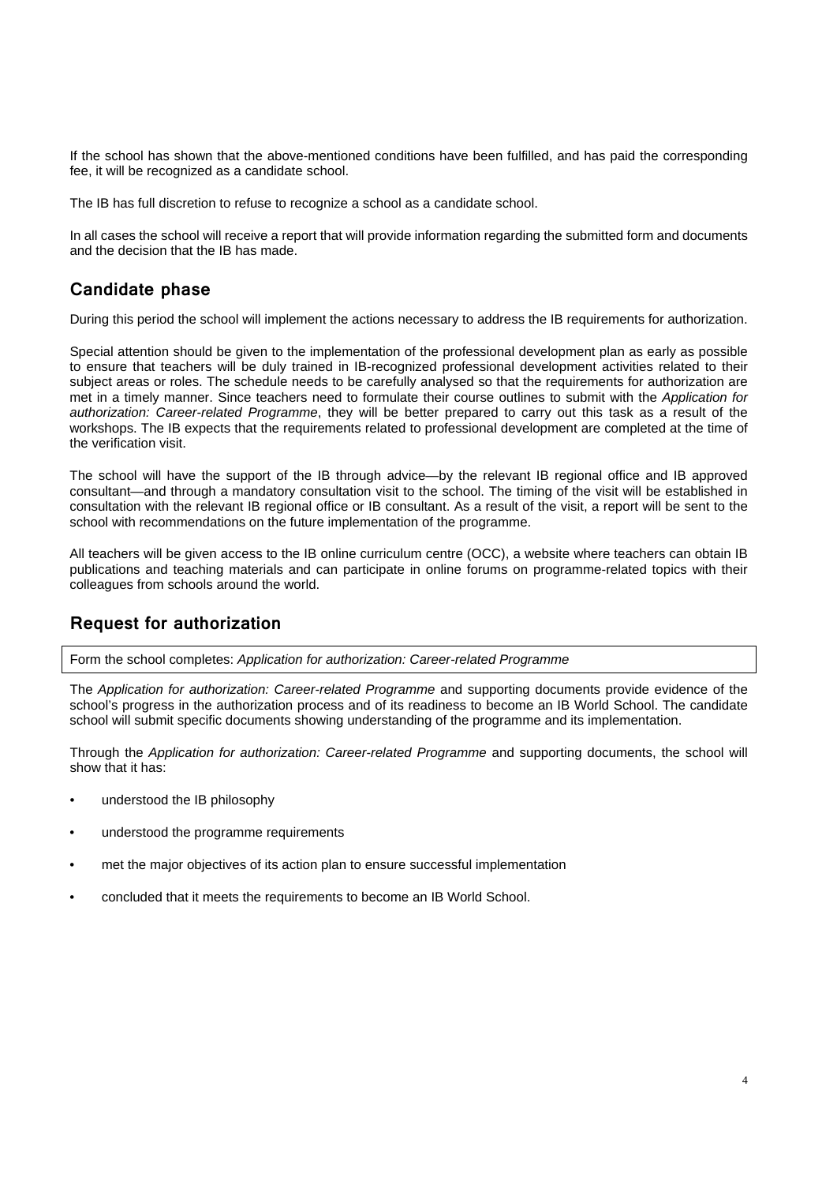If the school has shown that the above-mentioned conditions have been fulfilled, and has paid the corresponding fee, it will be recognized as a candidate school.

The IB has full discretion to refuse to recognize a school as a candidate school.

In all cases the school will receive a report that will provide information regarding the submitted form and documents and the decision that the IB has made.

## Candidate phase

During this period the school will implement the actions necessary to address the IB requirements for authorization.

Special attention should be given to the implementation of the professional development plan as early as possible to ensure that teachers will be duly trained in IB-recognized professional development activities related to their subject areas or roles. The schedule needs to be carefully analysed so that the requirements for authorization are met in a timely manner. Since teachers need to formulate their course outlines to submit with the *Application for authorization: Career-related Programme*, they will be better prepared to carry out this task as a result of the workshops. The IB expects that the requirements related to professional development are completed at the time of the verification visit.

The school will have the support of the IB through advice—by the relevant IB regional office and IB approved consultant—and through a mandatory consultation visit to the school. The timing of the visit will be established in consultation with the relevant IB regional office or IB consultant. As a result of the visit, a report will be sent to the school with recommendations on the future implementation of the programme.

All teachers will be given access to the IB online curriculum centre (OCC), a website where teachers can obtain IB publications and teaching materials and can participate in online forums on programme-related topics with their colleagues from schools around the world.

## Request for authorization

| Form the school completes: *Application for authorization: Career-related Programme* |
| --- |

The *Application for authorization: Career-related Programme* and supporting documents provide evidence of the school's progress in the authorization process and of its readiness to become an IB World School. The candidate school will submit specific documents showing understanding of the programme and its implementation.

Through the *Application for authorization: Career-related Programme* and supporting documents, the school will show that it has:

- understood the IB philosophy
- understood the programme requirements
- met the major objectives of its action plan to ensure successful implementation
- concluded that it meets the requirements to become an IB World School.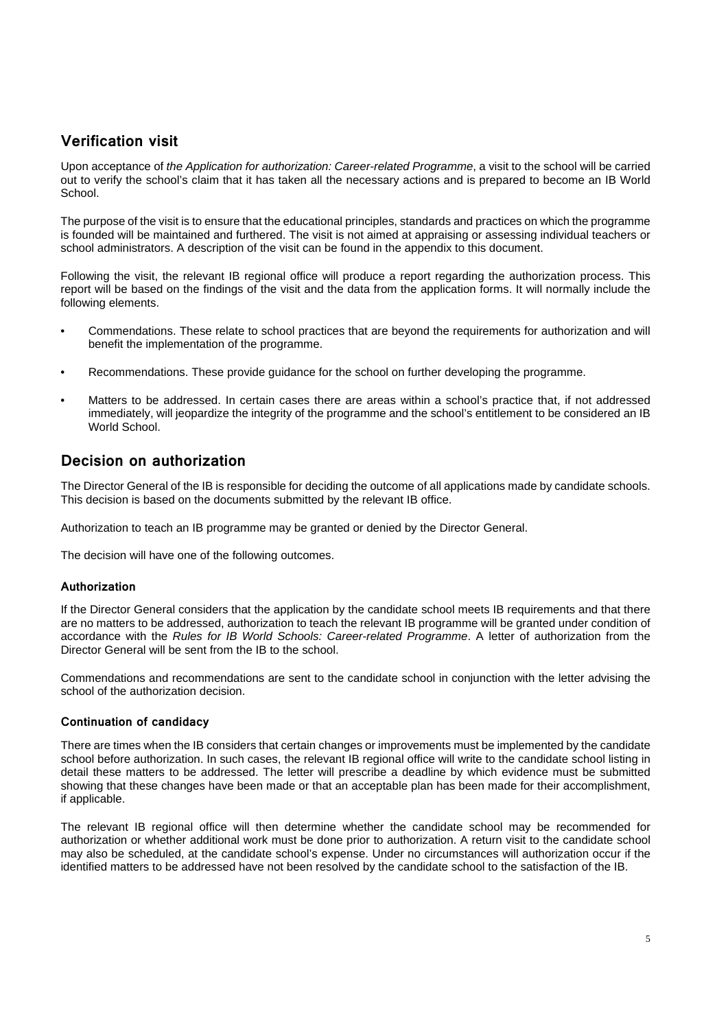## Verification visit

Upon acceptance of *the Application for authorization: Career-related Programme*, a visit to the school will be carried out to verify the school's claim that it has taken all the necessary actions and is prepared to become an IB World School.

The purpose of the visit is to ensure that the educational principles, standards and practices on which the programme is founded will be maintained and furthered. The visit is not aimed at appraising or assessing individual teachers or school administrators. A description of the visit can be found in the appendix to this document.

Following the visit, the relevant IB regional office will produce a report regarding the authorization process. This report will be based on the findings of the visit and the data from the application forms. It will normally include the following elements.

- Commendations. These relate to school practices that are beyond the requirements for authorization and will benefit the implementation of the programme.
- Recommendations. These provide guidance for the school on further developing the programme.
- Matters to be addressed. In certain cases there are areas within a school's practice that, if not addressed immediately, will jeopardize the integrity of the programme and the school's entitlement to be considered an IB World School.

## Decision on authorization

The Director General of the IB is responsible for deciding the outcome of all applications made by candidate schools. This decision is based on the documents submitted by the relevant IB office.

Authorization to teach an IB programme may be granted or denied by the Director General.

The decision will have one of the following outcomes.

### Authorization

If the Director General considers that the application by the candidate school meets IB requirements and that there are no matters to be addressed, authorization to teach the relevant IB programme will be granted under condition of accordance with the *Rules for IB World Schools: Career-related Programme*. A letter of authorization from the Director General will be sent from the IB to the school.

Commendations and recommendations are sent to the candidate school in conjunction with the letter advising the school of the authorization decision.

### Continuation of candidacy

There are times when the IB considers that certain changes or improvements must be implemented by the candidate school before authorization. In such cases, the relevant IB regional office will write to the candidate school listing in detail these matters to be addressed. The letter will prescribe a deadline by which evidence must be submitted showing that these changes have been made or that an acceptable plan has been made for their accomplishment, if applicable.

The relevant IB regional office will then determine whether the candidate school may be recommended for authorization or whether additional work must be done prior to authorization. A return visit to the candidate school may also be scheduled, at the candidate school's expense. Under no circumstances will authorization occur if the identified matters to be addressed have not been resolved by the candidate school to the satisfaction of the IB.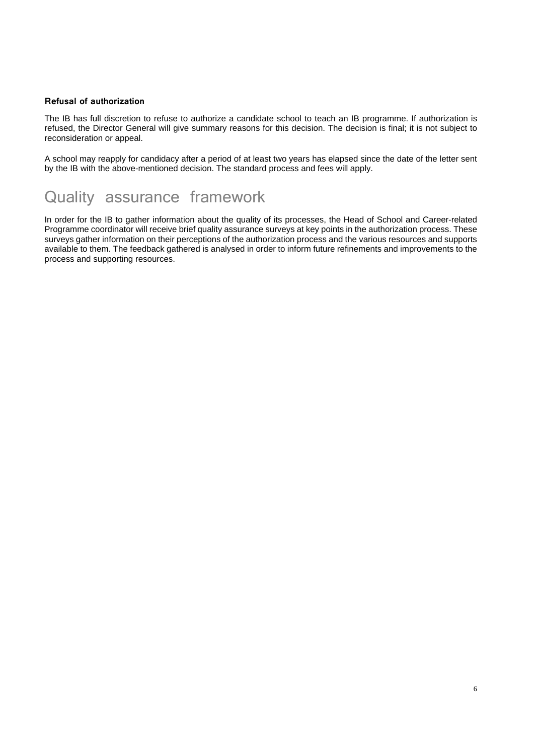### Refusal of authorization

The IB has full discretion to refuse to authorize a candidate school to teach an IB programme. If authorization is refused, the Director General will give summary reasons for this decision. The decision is final; it is not subject to reconsideration or appeal.

A school may reapply for candidacy after a period of at least two years has elapsed since the date of the letter sent by the IB with the above-mentioned decision. The standard process and fees will apply.

## Quality assurance framework

In order for the IB to gather information about the quality of its processes, the Head of School and Career-related Programme coordinator will receive brief quality assurance surveys at key points in the authorization process. These surveys gather information on their perceptions of the authorization process and the various resources and supports available to them. The feedback gathered is analysed in order to inform future refinements and improvements to the process and supporting resources.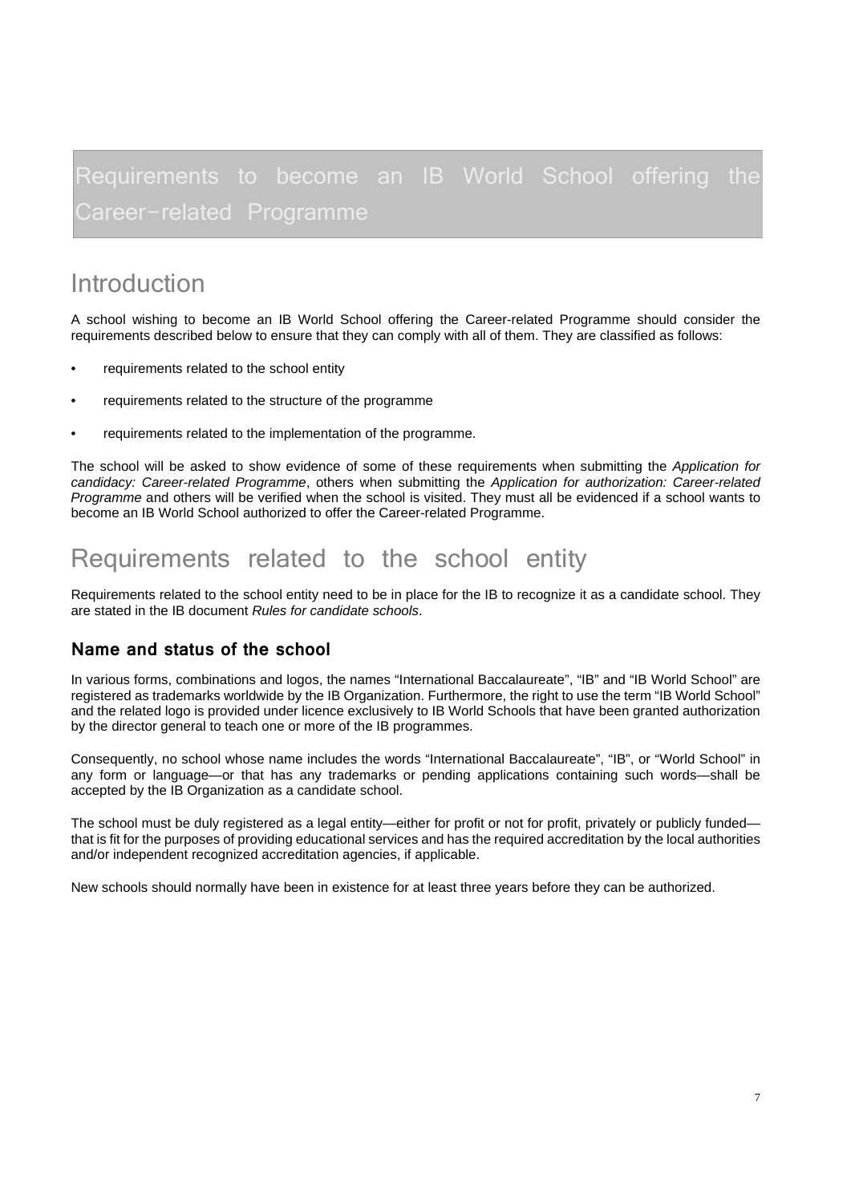# Requirements to become an IB World School offering the Career-related Programme

## Introduction

A school wishing to become an IB World School offering the Career-related Programme should consider the requirements described below to ensure that they can comply with all of them. They are classified as follows:

- requirements related to the school entity
- requirements related to the structure of the programme
- requirements related to the implementation of the programme.

The school will be asked to show evidence of some of these requirements when submitting the *Application for candidacy: Career-related Programme*, others when submitting the *Application for authorization: Career-related Programme* and others will be verified when the school is visited. They must all be evidenced if a school wants to become an IB World School authorized to offer the Career-related Programme.

## Requirements related to the school entity

Requirements related to the school entity need to be in place for the IB to recognize it as a candidate school. They are stated in the IB document *Rules for candidate schools*.

### Name and status of the school

In various forms, combinations and logos, the names "International Baccalaureate", "IB" and "IB World School" are registered as trademarks worldwide by the IB Organization. Furthermore, the right to use the term "IB World School" and the related logo is provided under licence exclusively to IB World Schools that have been granted authorization by the director general to teach one or more of the IB programmes.

Consequently, no school whose name includes the words "International Baccalaureate", "IB", or "World School" in any form or language—or that has any trademarks or pending applications containing such words—shall be accepted by the IB Organization as a candidate school.

The school must be duly registered as a legal entity—either for profit or not for profit, privately or publicly funded—that is fit for the purposes of providing educational services and has the required accreditation by the local authorities and/or independent recognized accreditation agencies, if applicable.

New schools should normally have been in existence for at least three years before they can be authorized.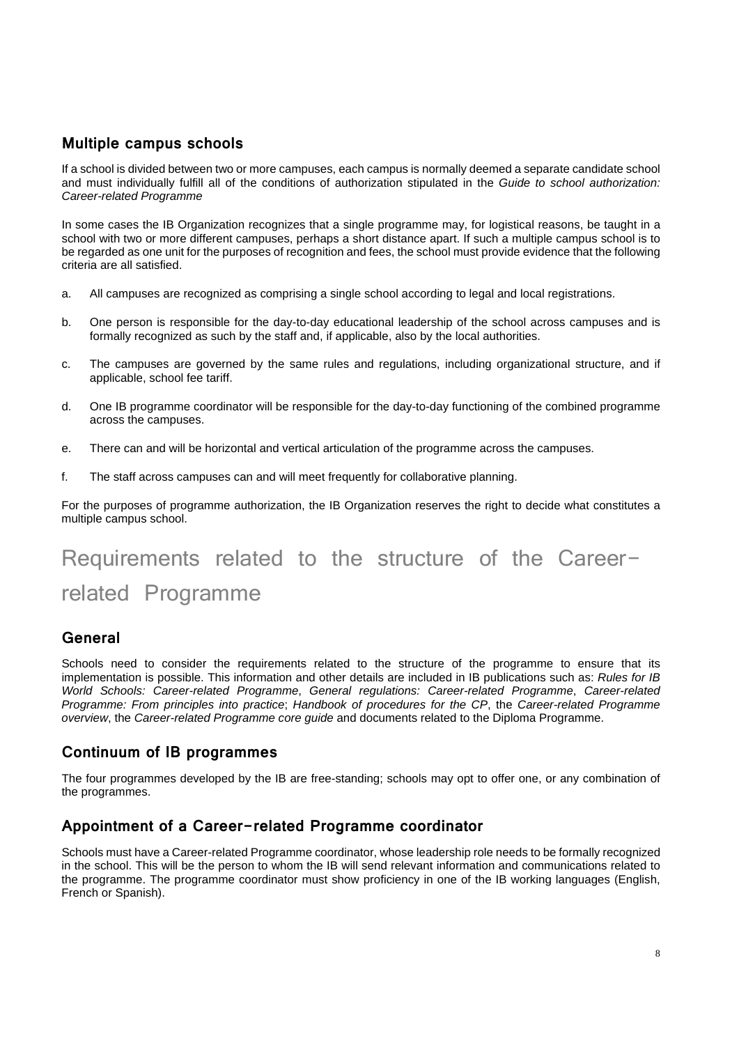## Multiple campus schools

If a school is divided between two or more campuses, each campus is normally deemed a separate candidate school and must individually fulfill all of the conditions of authorization stipulated in the *Guide to school authorization: Career-related Programme*

In some cases the IB Organization recognizes that a single programme may, for logistical reasons, be taught in a school with two or more different campuses, perhaps a short distance apart. If such a multiple campus school is to be regarded as one unit for the purposes of recognition and fees, the school must provide evidence that the following criteria are all satisfied.

a. All campuses are recognized as comprising a single school according to legal and local registrations.

b. One person is responsible for the day-to-day educational leadership of the school across campuses and is formally recognized as such by the staff and, if applicable, also by the local authorities.

c. The campuses are governed by the same rules and regulations, including organizational structure, and if applicable, school fee tariff.

d. One IB programme coordinator will be responsible for the day-to-day functioning of the combined programme across the campuses.

e. There can and will be horizontal and vertical articulation of the programme across the campuses.

f. The staff across campuses can and will meet frequently for collaborative planning.

For the purposes of programme authorization, the IB Organization reserves the right to decide what constitutes a multiple campus school.

# Requirements related to the structure of the Career-related Programme

## General

Schools need to consider the requirements related to the structure of the programme to ensure that its implementation is possible. This information and other details are included in IB publications such as: *Rules for IB World Schools: Career-related Programme*, *General regulations: Career-related Programme*, *Career-related Programme: From principles into practice*; *Handbook of procedures for the CP*, the *Career-related Programme overview*, the *Career-related Programme core guide* and documents related to the Diploma Programme.

## Continuum of IB programmes

The four programmes developed by the IB are free-standing; schools may opt to offer one, or any combination of the programmes.

## Appointment of a Career-related Programme coordinator

Schools must have a Career-related Programme coordinator, whose leadership role needs to be formally recognized in the school. This will be the person to whom the IB will send relevant information and communications related to the programme. The programme coordinator must show proficiency in one of the IB working languages (English, French or Spanish).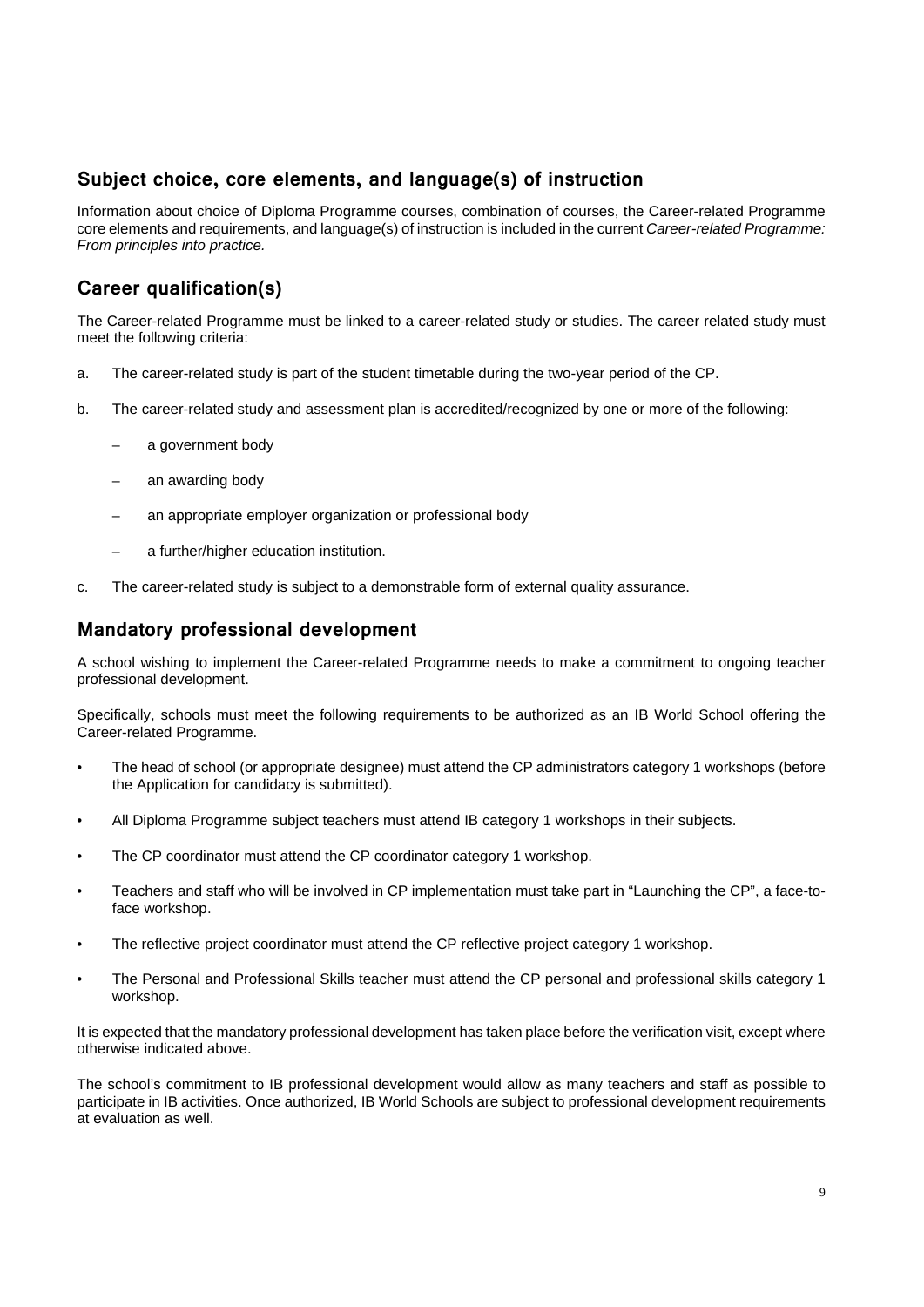## Subject choice, core elements, and language(s) of instruction

Information about choice of Diploma Programme courses, combination of courses, the Career-related Programme core elements and requirements, and language(s) of instruction is included in the current *Career-related Programme: From principles into practice.*

## Career qualification(s)

The Career-related Programme must be linked to a career-related study or studies. The career related study must meet the following criteria:

a. The career-related study is part of the student timetable during the two-year period of the CP.

b. The career-related study and assessment plan is accredited/recognized by one or more of the following:

   – a government body

   – an awarding body

   – an appropriate employer organization or professional body

   – a further/higher education institution.

c. The career-related study is subject to a demonstrable form of external quality assurance.

## Mandatory professional development

A school wishing to implement the Career-related Programme needs to make a commitment to ongoing teacher professional development.

Specifically, schools must meet the following requirements to be authorized as an IB World School offering the Career-related Programme.

- The head of school (or appropriate designee) must attend the CP administrators category 1 workshops (before the Application for candidacy is submitted).
- All Diploma Programme subject teachers must attend IB category 1 workshops in their subjects.
- The CP coordinator must attend the CP coordinator category 1 workshop.
- Teachers and staff who will be involved in CP implementation must take part in "Launching the CP", a face-to-face workshop.
- The reflective project coordinator must attend the CP reflective project category 1 workshop.
- The Personal and Professional Skills teacher must attend the CP personal and professional skills category 1 workshop.

It is expected that the mandatory professional development has taken place before the verification visit, except where otherwise indicated above.

The school's commitment to IB professional development would allow as many teachers and staff as possible to participate in IB activities. Once authorized, IB World Schools are subject to professional development requirements at evaluation as well.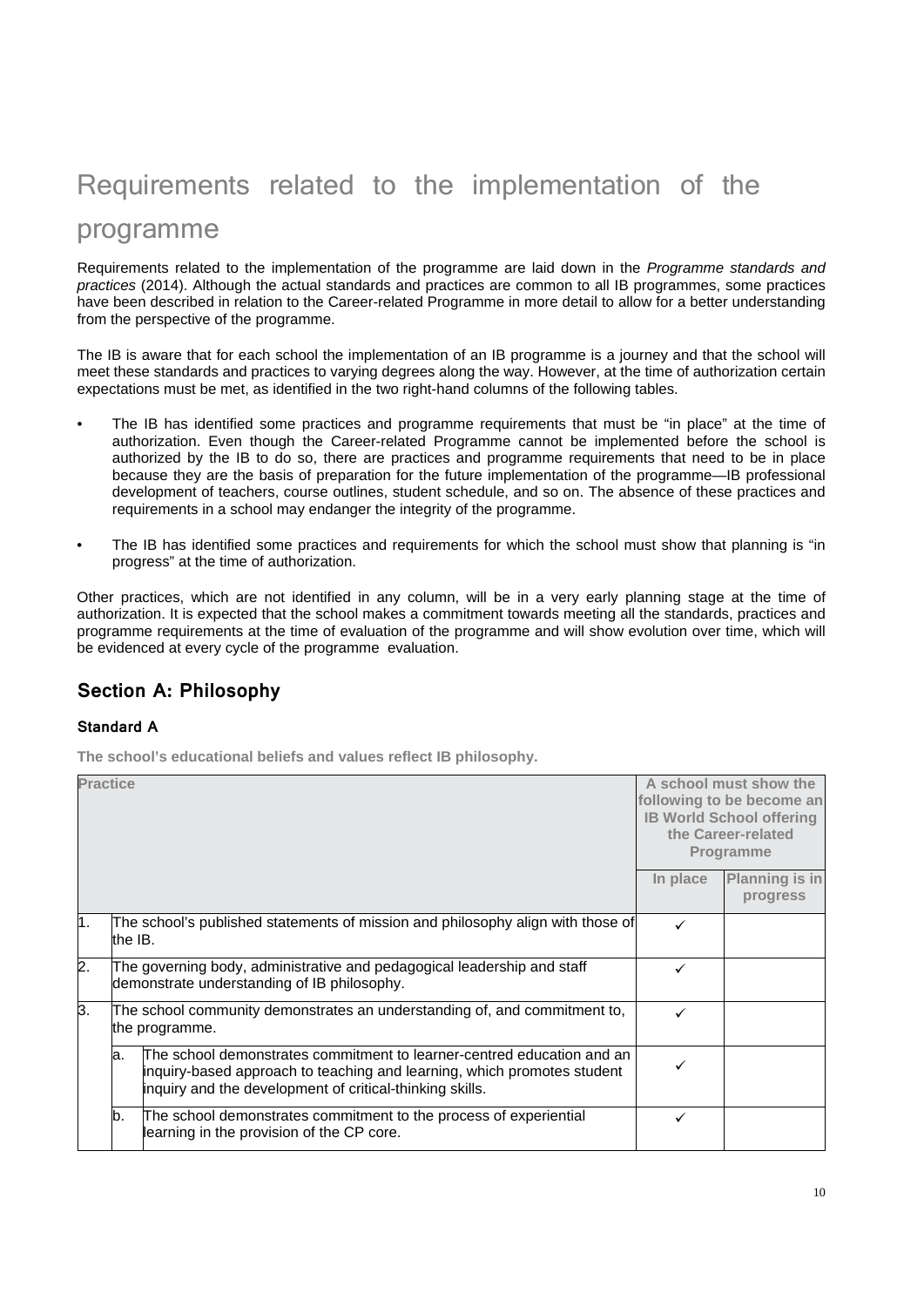# Requirements related to the implementation of the programme

Requirements related to the implementation of the programme are laid down in the *Programme standards and practices* (2014). Although the actual standards and practices are common to all IB programmes, some practices have been described in relation to the Career-related Programme in more detail to allow for a better understanding from the perspective of the programme.

The IB is aware that for each school the implementation of an IB programme is a journey and that the school will meet these standards and practices to varying degrees along the way. However, at the time of authorization certain expectations must be met, as identified in the two right-hand columns of the following tables.

- The IB has identified some practices and programme requirements that must be "in place" at the time of authorization. Even though the Career-related Programme cannot be implemented before the school is authorized by the IB to do so, there are practices and programme requirements that need to be in place because they are the basis of preparation for the future implementation of the programme—IB professional development of teachers, course outlines, student schedule, and so on. The absence of these practices and requirements in a school may endanger the integrity of the programme.
- The IB has identified some practices and requirements for which the school must show that planning is "in progress" at the time of authorization.

Other practices, which are not identified in any column, will be in a very early planning stage at the time of authorization. It is expected that the school makes a commitment towards meeting all the standards, practices and programme requirements at the time of evaluation of the programme and will show evolution over time, which will be evidenced at every cycle of the programme evaluation.

## Section A: Philosophy

### Standard A

**The school's educational beliefs and values reflect IB philosophy.**

| Practice | | | A school must show the following to be become an IB World School offering the Career-related Programme | |
|---|---|---|---|---|
| | | | **In place** | **Planning is in progress** |
| 1. | The school's published statements of mission and philosophy align with those of the IB. | | ✓ | |
| 2. | The governing body, administrative and pedagogical leadership and staff demonstrate understanding of IB philosophy. | | ✓ | |
| 3. | The school community demonstrates an understanding of, and commitment to, the programme. | | ✓ | |
| | a. | The school demonstrates commitment to learner-centred education and an inquiry-based approach to teaching and learning, which promotes student inquiry and the development of critical-thinking skills. | ✓ | |
| | b. | The school demonstrates commitment to the process of experiential learning in the provision of the CP core. | ✓ | |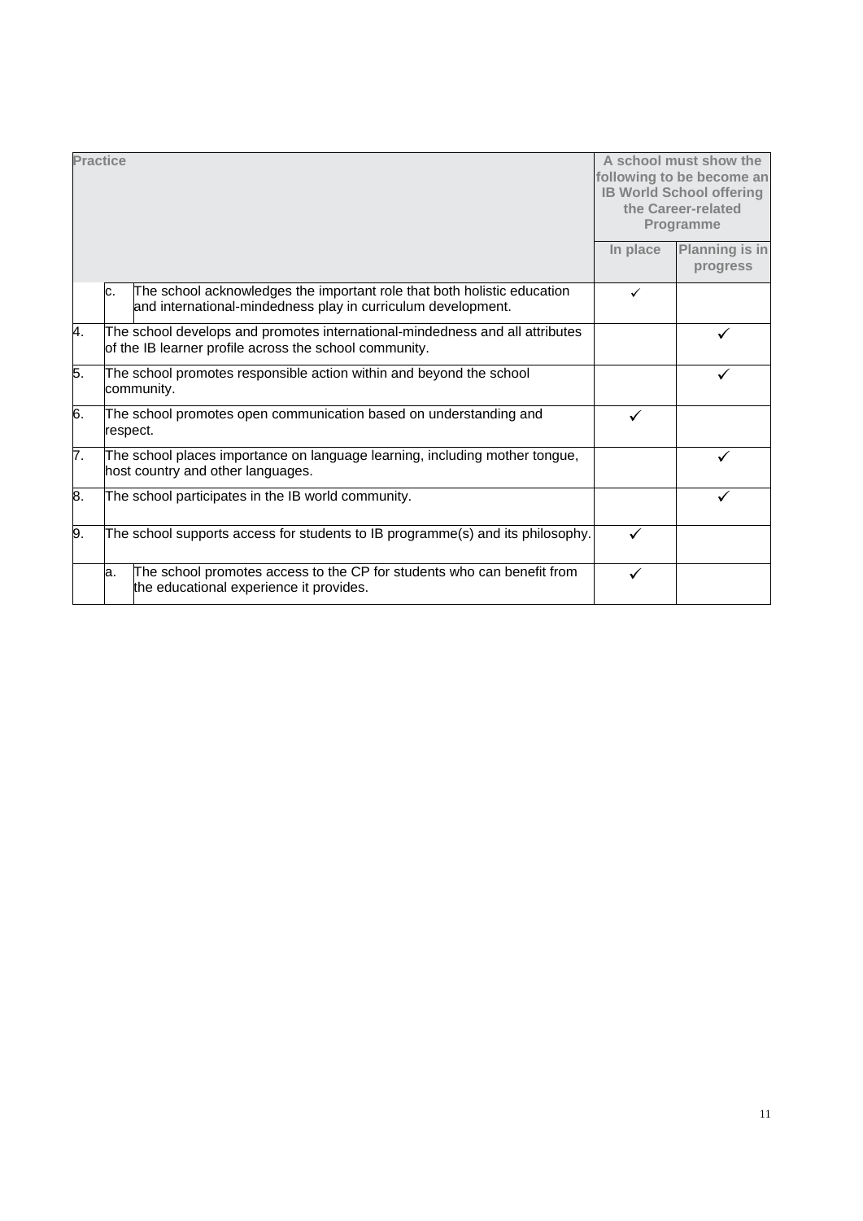| Practice | | | A school must show the following to be become an IB World School offering the Career-related Programme | |
|---|---|---|---|---|
| | | | In place | Planning is in progress |
| | c. | The school acknowledges the important role that both holistic education and international-mindedness play in curriculum development. | ✓ | |
| 4. | The school develops and promotes international-mindedness and all attributes of the IB learner profile across the school community. | | | ✓ |
| 5. | The school promotes responsible action within and beyond the school community. | | | ✓ |
| 6. | The school promotes open communication based on understanding and respect. | | ✓ | |
| 7. | The school places importance on language learning, including mother tongue, host country and other languages. | | | ✓ |
| 8. | The school participates in the IB world community. | | | ✓ |
| 9. | The school supports access for students to IB programme(s) and its philosophy. | | ✓ | |
| | a. | The school promotes access to the CP for students who can benefit from the educational experience it provides. | ✓ | |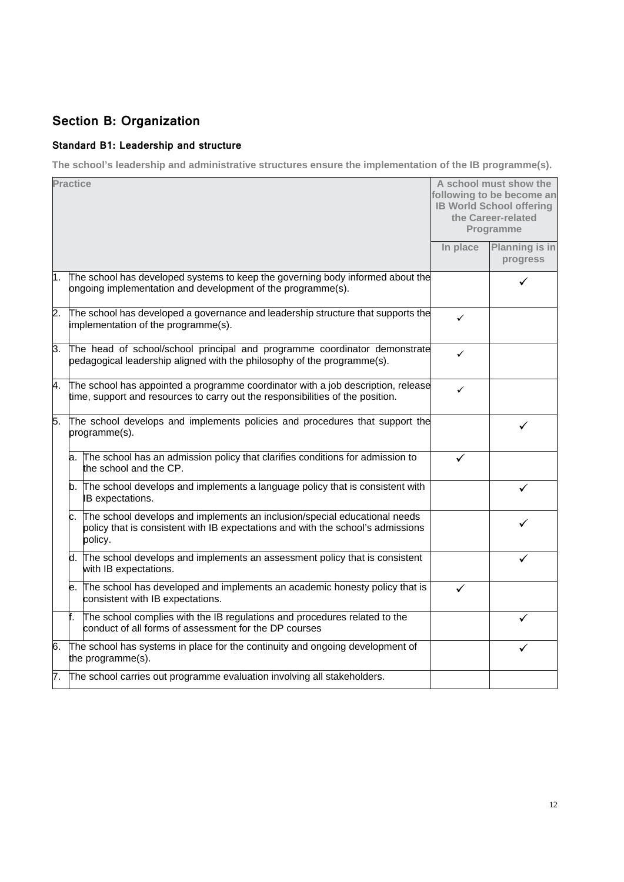## Section B: Organization

### Standard B1: Leadership and structure

**The school's leadership and administrative structures ensure the implementation of the IB programme(s).**

| Practice | | A school must show the following to be become an IB World School offering the Career-related Programme | |
|---|---|---|---|
| | | In place | Planning is in progress |
| 1. | The school has developed systems to keep the governing body informed about the ongoing implementation and development of the programme(s). | | ✓ |
| 2. | The school has developed a governance and leadership structure that supports the implementation of the programme(s). | ✓ | |
| 3. | The head of school/school principal and programme coordinator demonstrate pedagogical leadership aligned with the philosophy of the programme(s). | ✓ | |
| 4. | The school has appointed a programme coordinator with a job description, release time, support and resources to carry out the responsibilities of the position. | ✓ | |
| 5. | The school develops and implements policies and procedures that support the programme(s). | | ✓ |
| | a. The school has an admission policy that clarifies conditions for admission to the school and the CP. | ✓ | |
| | b. The school develops and implements a language policy that is consistent with IB expectations. | | ✓ |
| | c. The school develops and implements an inclusion/special educational needs policy that is consistent with IB expectations and with the school's admissions policy. | | ✓ |
| | d. The school develops and implements an assessment policy that is consistent with IB expectations. | | ✓ |
| | e. The school has developed and implements an academic honesty policy that is consistent with IB expectations. | ✓ | |
| | f. The school complies with the IB regulations and procedures related to the conduct of all forms of assessment for the DP courses | | ✓ |
| 6. | The school has systems in place for the continuity and ongoing development of the programme(s). | | ✓ |
| 7. | The school carries out programme evaluation involving all stakeholders. | | |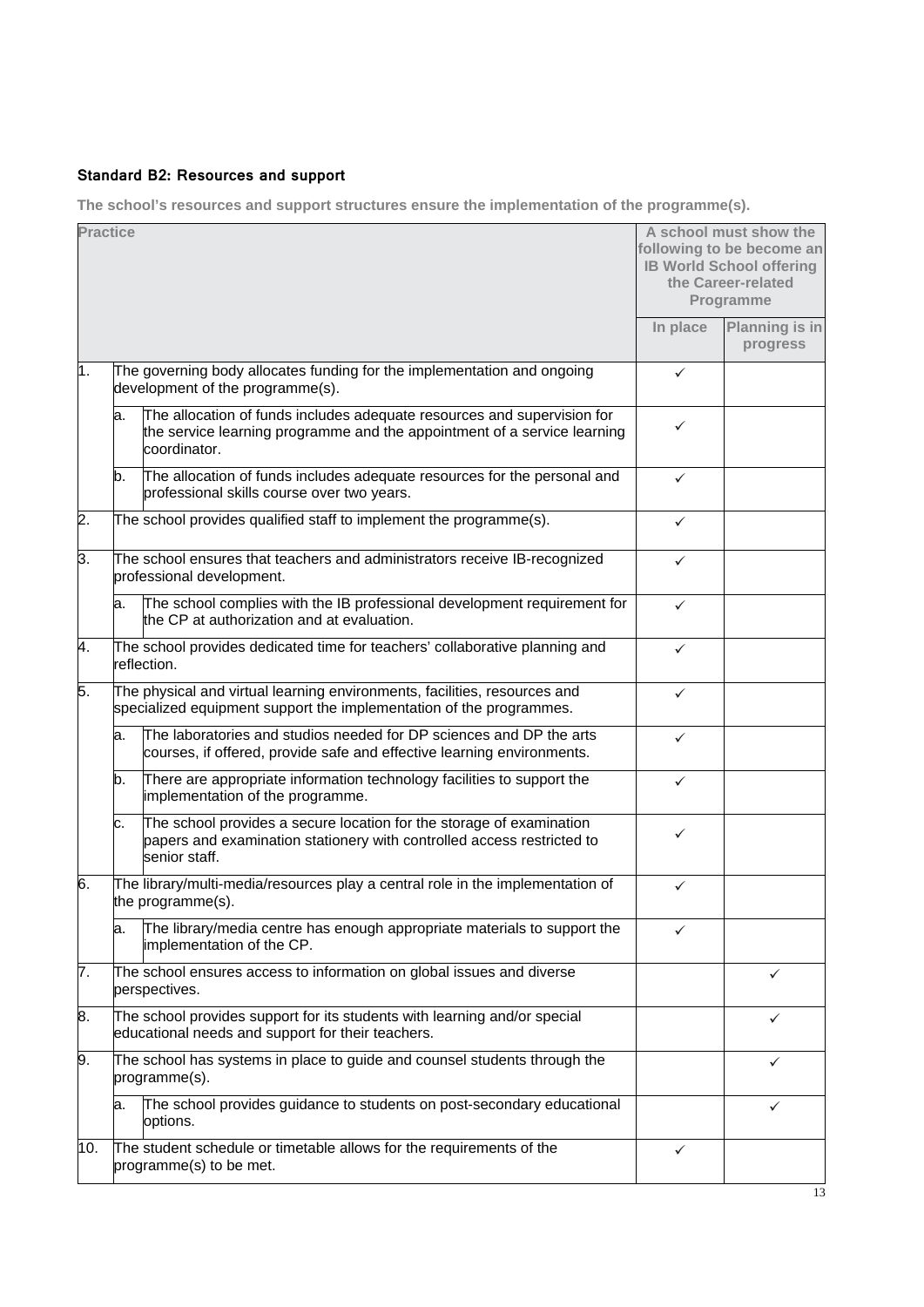### Standard B2: Resources and support

**The school's resources and support structures ensure the implementation of the programme(s).**

| Practice | | A school must show the following to be become an IB World School offering the Career-related Programme | |
|---|---|---|---|
| | | In place | Planning is in progress |
| 1. | The governing body allocates funding for the implementation and ongoing development of the programme(s). | ✓ | |
| | a. The allocation of funds includes adequate resources and supervision for the service learning programme and the appointment of a service learning coordinator. | ✓ | |
| | b. The allocation of funds includes adequate resources for the personal and professional skills course over two years. | ✓ | |
| 2. | The school provides qualified staff to implement the programme(s). | ✓ | |
| 3. | The school ensures that teachers and administrators receive IB-recognized professional development. | ✓ | |
| | a. The school complies with the IB professional development requirement for the CP at authorization and at evaluation. | ✓ | |
| 4. | The school provides dedicated time for teachers' collaborative planning and reflection. | ✓ | |
| 5. | The physical and virtual learning environments, facilities, resources and specialized equipment support the implementation of the programmes. | ✓ | |
| | a. The laboratories and studios needed for DP sciences and DP the arts courses, if offered, provide safe and effective learning environments. | ✓ | |
| | b. There are appropriate information technology facilities to support the implementation of the programme. | ✓ | |
| | c. The school provides a secure location for the storage of examination papers and examination stationery with controlled access restricted to senior staff. | ✓ | |
| 6. | The library/multi-media/resources play a central role in the implementation of the programme(s). | ✓ | |
| | a. The library/media centre has enough appropriate materials to support the implementation of the CP. | ✓ | |
| 7. | The school ensures access to information on global issues and diverse perspectives. | | ✓ |
| 8. | The school provides support for its students with learning and/or special educational needs and support for their teachers. | | ✓ |
| 9. | The school has systems in place to guide and counsel students through the programme(s). | | ✓ |
| | a. The school provides guidance to students on post-secondary educational options. | | ✓ |
| 10. | The student schedule or timetable allows for the requirements of the programme(s) to be met. | ✓ | |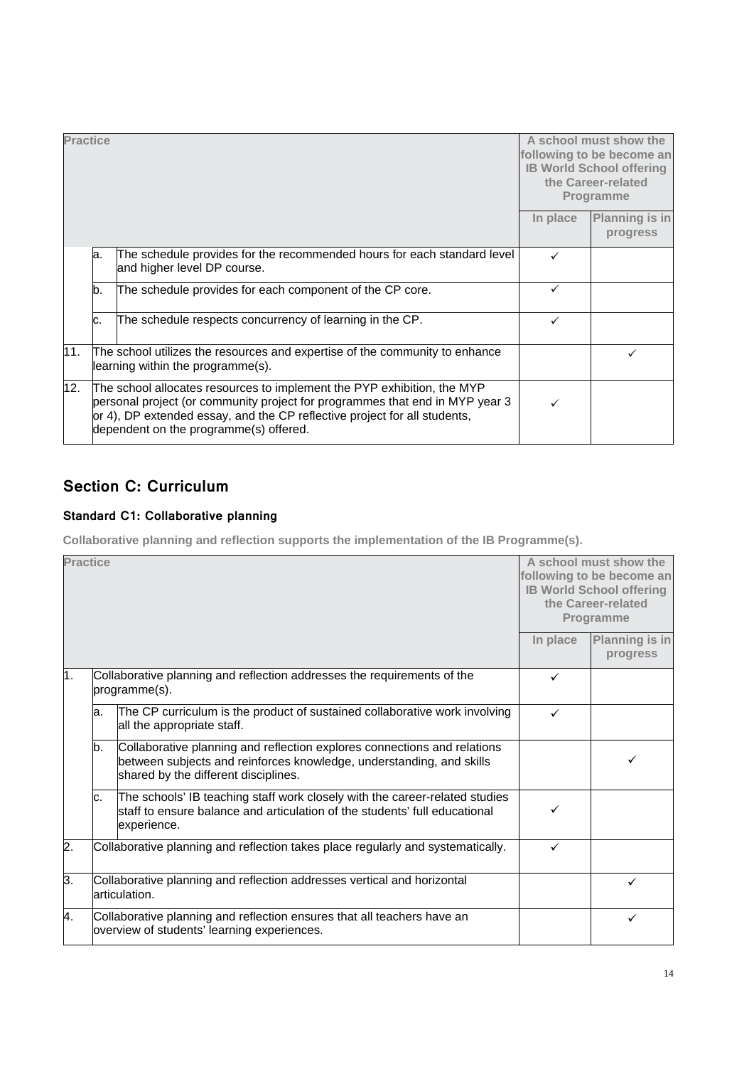| Practice | | | A school must show the following to be become an IB World School offering the Career-related Programme | |
|---|---|---|---|---|
| | | | In place | Planning is in progress |
| | a. | The schedule provides for the recommended hours for each standard level and higher level DP course. | ✓ | |
| | b. | The schedule provides for each component of the CP core. | ✓ | |
| | c. | The schedule respects concurrency of learning in the CP. | ✓ | |
| 11. | The school utilizes the resources and expertise of the community to enhance learning within the programme(s). | | | ✓ |
| 12. | The school allocates resources to implement the PYP exhibition, the MYP personal project (or community project for programmes that end in MYP year 3 or 4), DP extended essay, and the CP reflective project for all students, dependent on the programme(s) offered. | | ✓ | |

## Section C: Curriculum

### Standard C1: Collaborative planning

**Collaborative planning and reflection supports the implementation of the IB Programme(s).**

| Practice | | | A school must show the following to be become an IB World School offering the Career-related Programme | |
|---|---|---|---|---|
| | | | In place | Planning is in progress |
| 1. | Collaborative planning and reflection addresses the requirements of the programme(s). | | ✓ | |
| | a. | The CP curriculum is the product of sustained collaborative work involving all the appropriate staff. | ✓ | |
| | b. | Collaborative planning and reflection explores connections and relations between subjects and reinforces knowledge, understanding, and skills shared by the different disciplines. | | ✓ |
| | c. | The schools' IB teaching staff work closely with the career-related studies staff to ensure balance and articulation of the students' full educational experience. | ✓ | |
| 2. | Collaborative planning and reflection takes place regularly and systematically. | | ✓ | |
| 3. | Collaborative planning and reflection addresses vertical and horizontal articulation. | | | ✓ |
| 4. | Collaborative planning and reflection ensures that all teachers have an overview of students' learning experiences. | | | ✓ |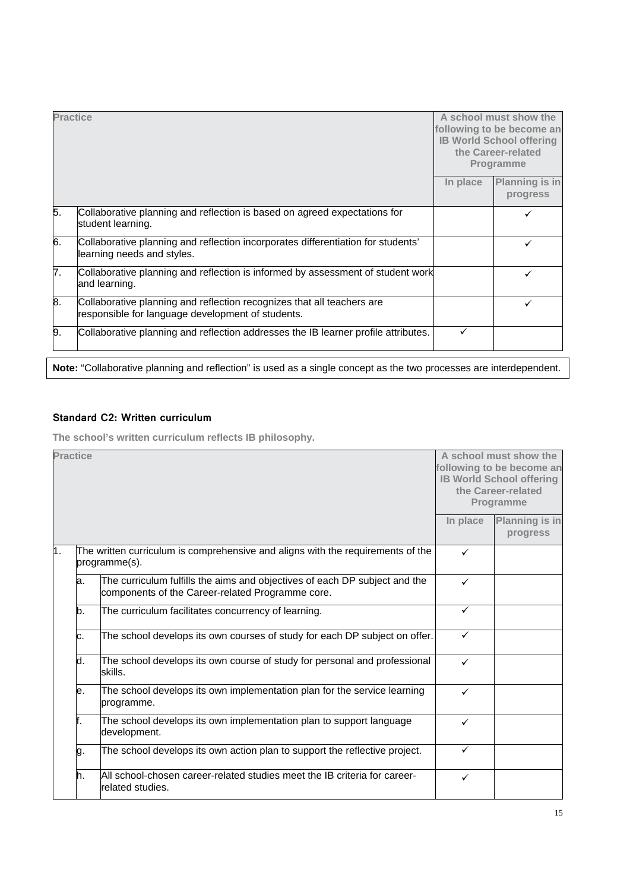| Practice | | A school must show the following to be become an IB World School offering the Career-related Programme | |
|---|---|---|---|
| | | In place | Planning is in progress |
| 5. | Collaborative planning and reflection is based on agreed expectations for student learning. | | ✓ |
| 6. | Collaborative planning and reflection incorporates differentiation for students' learning needs and styles. | | ✓ |
| 7. | Collaborative planning and reflection is informed by assessment of student work and learning. | | ✓ |
| 8. | Collaborative planning and reflection recognizes that all teachers are responsible for language development of students. | | ✓ |
| 9. | Collaborative planning and reflection addresses the IB learner profile attributes. | ✓ | |

**Note:** "Collaborative planning and reflection" is used as a single concept as the two processes are interdependent.

### Standard C2: Written curriculum

**The school's written curriculum reflects IB philosophy.**

| Practice | | | A school must show the following to be become an IB World School offering the Career-related Programme | |
|---|---|---|---|---|
| | | | In place | Planning is in progress |
| 1. | The written curriculum is comprehensive and aligns with the requirements of the programme(s). | | ✓ | |
| | a. | The curriculum fulfills the aims and objectives of each DP subject and the components of the Career-related Programme core. | ✓ | |
| | b. | The curriculum facilitates concurrency of learning. | ✓ | |
| | c. | The school develops its own courses of study for each DP subject on offer. | ✓ | |
| | d. | The school develops its own course of study for personal and professional skills. | ✓ | |
| | e. | The school develops its own implementation plan for the service learning programme. | ✓ | |
| | f. | The school develops its own implementation plan to support language development. | ✓ | |
| | g. | The school develops its own action plan to support the reflective project. | ✓ | |
| | h. | All school-chosen career-related studies meet the IB criteria for career-related studies. | ✓ | |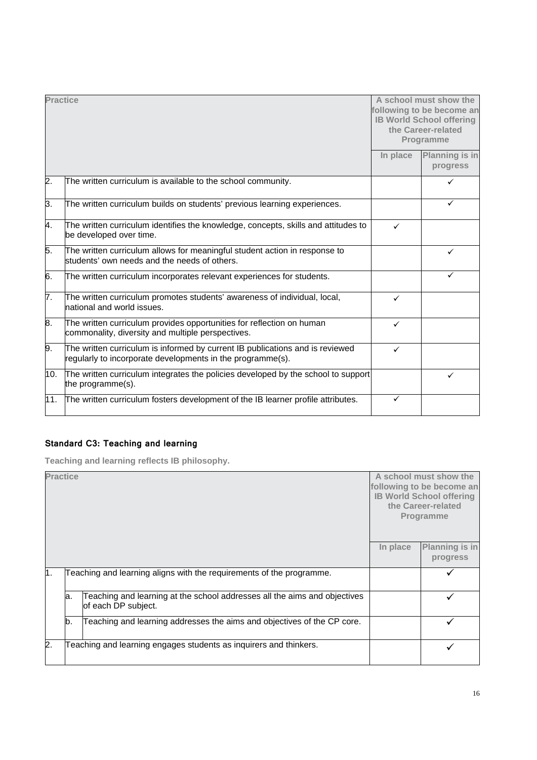| Practice | | A school must show the following to be become an IB World School offering the Career-related Programme | |
|---|---|---|---|
| | | In place | Planning is in progress |
| 2. | The written curriculum is available to the school community. | | ✓ |
| 3. | The written curriculum builds on students' previous learning experiences. | | ✓ |
| 4. | The written curriculum identifies the knowledge, concepts, skills and attitudes to be developed over time. | ✓ | |
| 5. | The written curriculum allows for meaningful student action in response to students' own needs and the needs of others. | | ✓ |
| 6. | The written curriculum incorporates relevant experiences for students. | | ✓ |
| 7. | The written curriculum promotes students' awareness of individual, local, national and world issues. | ✓ | |
| 8. | The written curriculum provides opportunities for reflection on human commonality, diversity and multiple perspectives. | ✓ | |
| 9. | The written curriculum is informed by current IB publications and is reviewed regularly to incorporate developments in the programme(s). | ✓ | |
| 10. | The written curriculum integrates the policies developed by the school to support the programme(s). | | ✓ |
| 11. | The written curriculum fosters development of the IB learner profile attributes. | ✓ | |

### Standard C3: Teaching and learning

**Teaching and learning reflects IB philosophy.**

| Practice | | | A school must show the following to be become an IB World School offering the Career-related Programme | |
|---|---|---|---|---|
| | | | In place | Planning is in progress |
| 1. | Teaching and learning aligns with the requirements of the programme. | | | ✓ |
| | a. | Teaching and learning at the school addresses all the aims and objectives of each DP subject. | | ✓ |
| | b. | Teaching and learning addresses the aims and objectives of the CP core. | | ✓ |
| 2. | Teaching and learning engages students as inquirers and thinkers. | | | ✓ |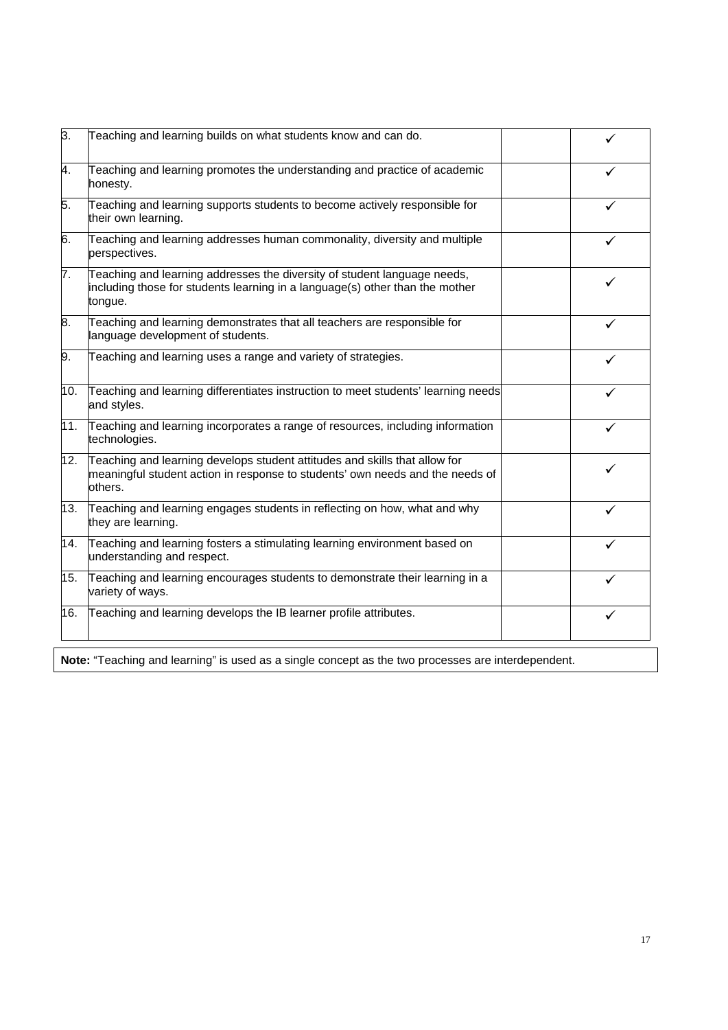| | | | |
|---|---|---|---|
| 3. | Teaching and learning builds on what students know and can do. | | ✓ |
| 4. | Teaching and learning promotes the understanding and practice of academic honesty. | | ✓ |
| 5. | Teaching and learning supports students to become actively responsible for their own learning. | | ✓ |
| 6. | Teaching and learning addresses human commonality, diversity and multiple perspectives. | | ✓ |
| 7. | Teaching and learning addresses the diversity of student language needs, including those for students learning in a language(s) other than the mother tongue. | | ✓ |
| 8. | Teaching and learning demonstrates that all teachers are responsible for language development of students. | | ✓ |
| 9. | Teaching and learning uses a range and variety of strategies. | | ✓ |
| 10. | Teaching and learning differentiates instruction to meet students' learning needs and styles. | | ✓ |
| 11. | Teaching and learning incorporates a range of resources, including information technologies. | | ✓ |
| 12. | Teaching and learning develops student attitudes and skills that allow for meaningful student action in response to students' own needs and the needs of others. | | ✓ |
| 13. | Teaching and learning engages students in reflecting on how, what and why they are learning. | | ✓ |
| 14. | Teaching and learning fosters a stimulating learning environment based on understanding and respect. | | ✓ |
| 15. | Teaching and learning encourages students to demonstrate their learning in a variety of ways. | | ✓ |
| 16. | Teaching and learning develops the IB learner profile attributes. | | ✓ |

**Note:** "Teaching and learning" is used as a single concept as the two processes are interdependent.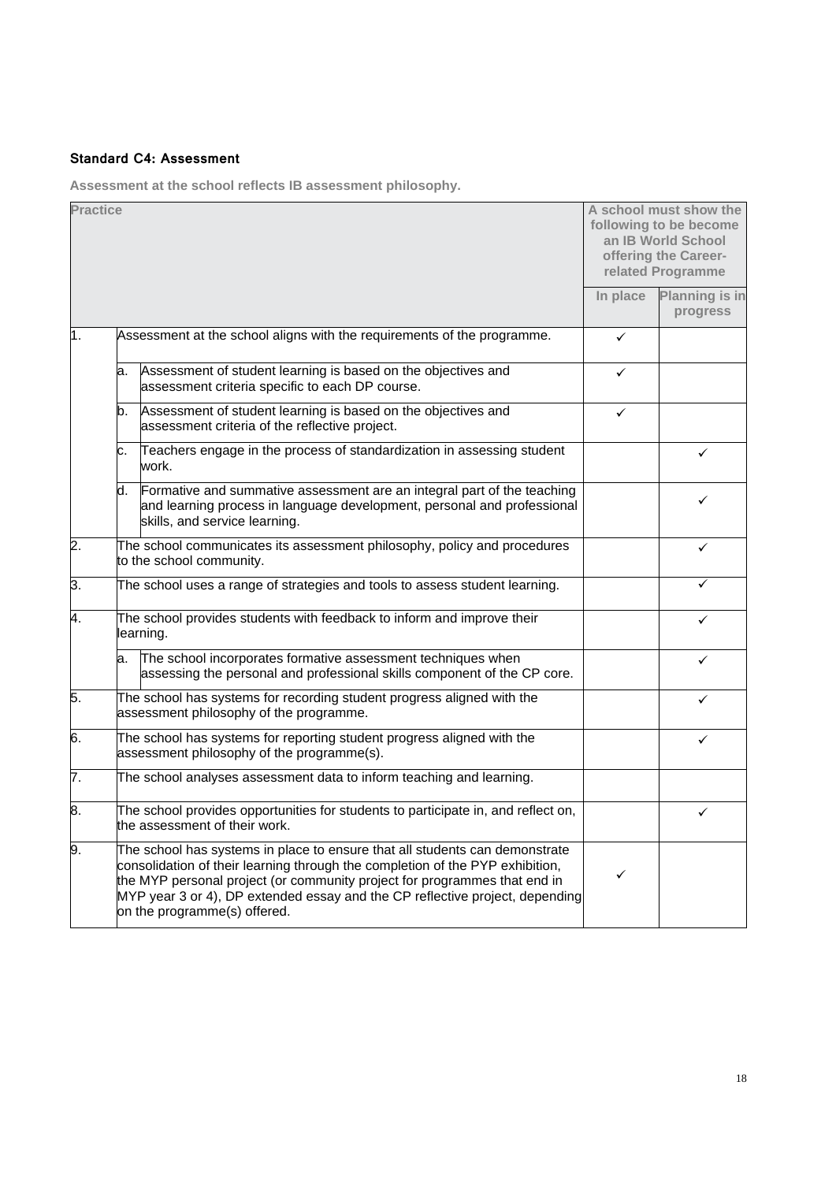### Standard C4: Assessment

**Assessment at the school reflects IB assessment philosophy.**

| Practice | | | A school must show the following to be become an IB World School offering the Career-related Programme | |
|---|---|---|---|---|
| | | | In place | Planning is in progress |
| 1. | Assessment at the school aligns with the requirements of the programme. | | ✓ | |
| | a. | Assessment of student learning is based on the objectives and assessment criteria specific to each DP course. | ✓ | |
| | b. | Assessment of student learning is based on the objectives and assessment criteria of the reflective project. | ✓ | |
| | c. | Teachers engage in the process of standardization in assessing student work. | | ✓ |
| | d. | Formative and summative assessment are an integral part of the teaching and learning process in language development, personal and professional skills, and service learning. | | ✓ |
| 2. | The school communicates its assessment philosophy, policy and procedures to the school community. | | | ✓ |
| 3. | The school uses a range of strategies and tools to assess student learning. | | | ✓ |
| 4. | The school provides students with feedback to inform and improve their learning. | | | ✓ |
| | a. | The school incorporates formative assessment techniques when assessing the personal and professional skills component of the CP core. | | ✓ |
| 5. | The school has systems for recording student progress aligned with the assessment philosophy of the programme. | | | ✓ |
| 6. | The school has systems for reporting student progress aligned with the assessment philosophy of the programme(s). | | | ✓ |
| 7. | The school analyses assessment data to inform teaching and learning. | | | |
| 8. | The school provides opportunities for students to participate in, and reflect on, the assessment of their work. | | | ✓ |
| 9. | The school has systems in place to ensure that all students can demonstrate consolidation of their learning through the completion of the PYP exhibition, the MYP personal project (or community project for programmes that end in MYP year 3 or 4), DP extended essay and the CP reflective project, depending on the programme(s) offered. | | ✓ | |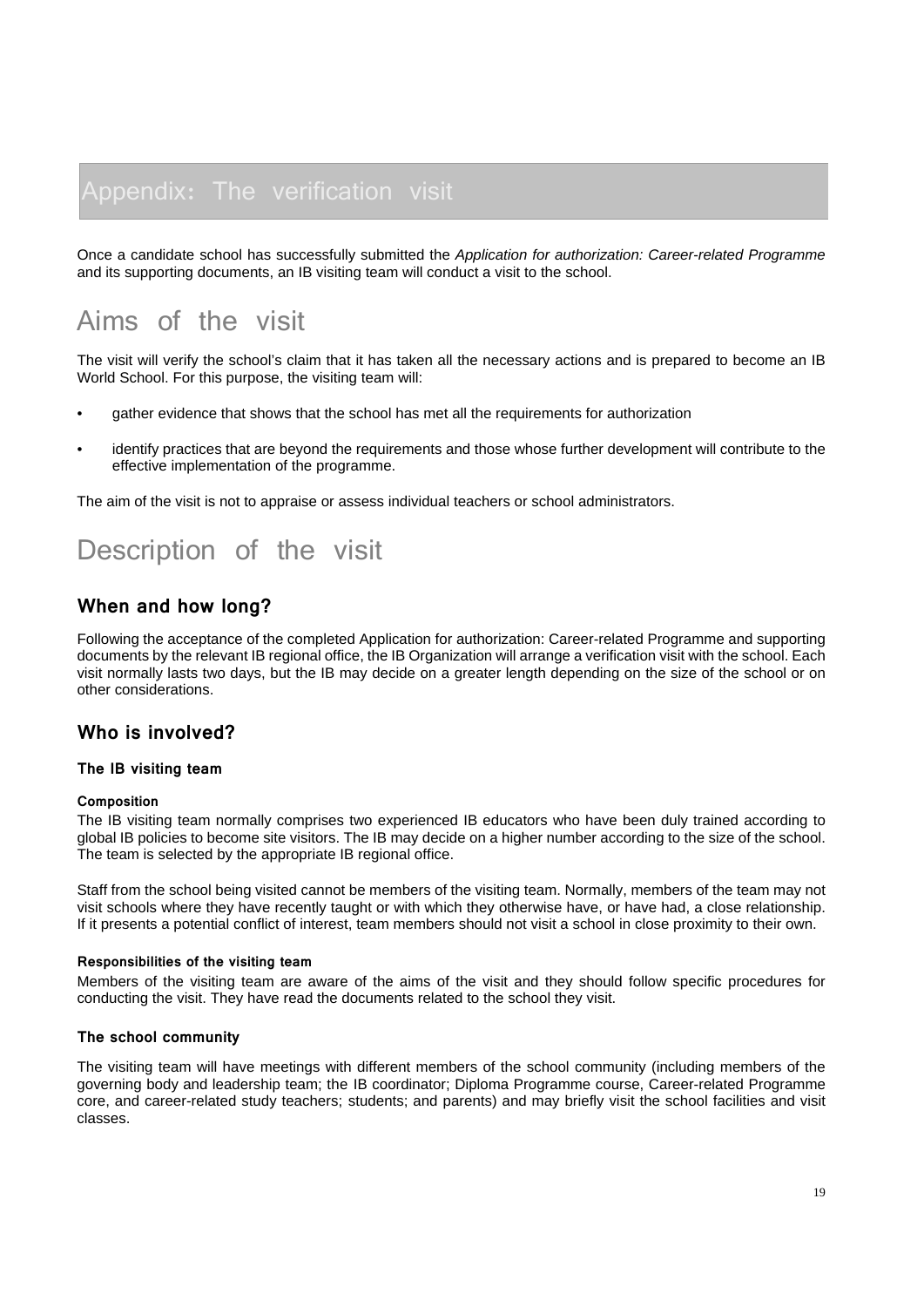# Appendix: The verification visit

Once a candidate school has successfully submitted the *Application for authorization: Career-related Programme* and its supporting documents, an IB visiting team will conduct a visit to the school.

## Aims of the visit

The visit will verify the school's claim that it has taken all the necessary actions and is prepared to become an IB World School. For this purpose, the visiting team will:

- gather evidence that shows that the school has met all the requirements for authorization
- identify practices that are beyond the requirements and those whose further development will contribute to the effective implementation of the programme.

The aim of the visit is not to appraise or assess individual teachers or school administrators.

## Description of the visit

### When and how long?

Following the acceptance of the completed Application for authorization: Career-related Programme and supporting documents by the relevant IB regional office, the IB Organization will arrange a verification visit with the school. Each visit normally lasts two days, but the IB may decide on a greater length depending on the size of the school or on other considerations.

### Who is involved?

#### The IB visiting team

##### Composition

The IB visiting team normally comprises two experienced IB educators who have been duly trained according to global IB policies to become site visitors. The IB may decide on a higher number according to the size of the school. The team is selected by the appropriate IB regional office.

Staff from the school being visited cannot be members of the visiting team. Normally, members of the team may not visit schools where they have recently taught or with which they otherwise have, or have had, a close relationship. If it presents a potential conflict of interest, team members should not visit a school in close proximity to their own.

##### Responsibilities of the visiting team

Members of the visiting team are aware of the aims of the visit and they should follow specific procedures for conducting the visit. They have read the documents related to the school they visit.

#### The school community

The visiting team will have meetings with different members of the school community (including members of the governing body and leadership team; the IB coordinator; Diploma Programme course, Career-related Programme core, and career-related study teachers; students; and parents) and may briefly visit the school facilities and visit classes.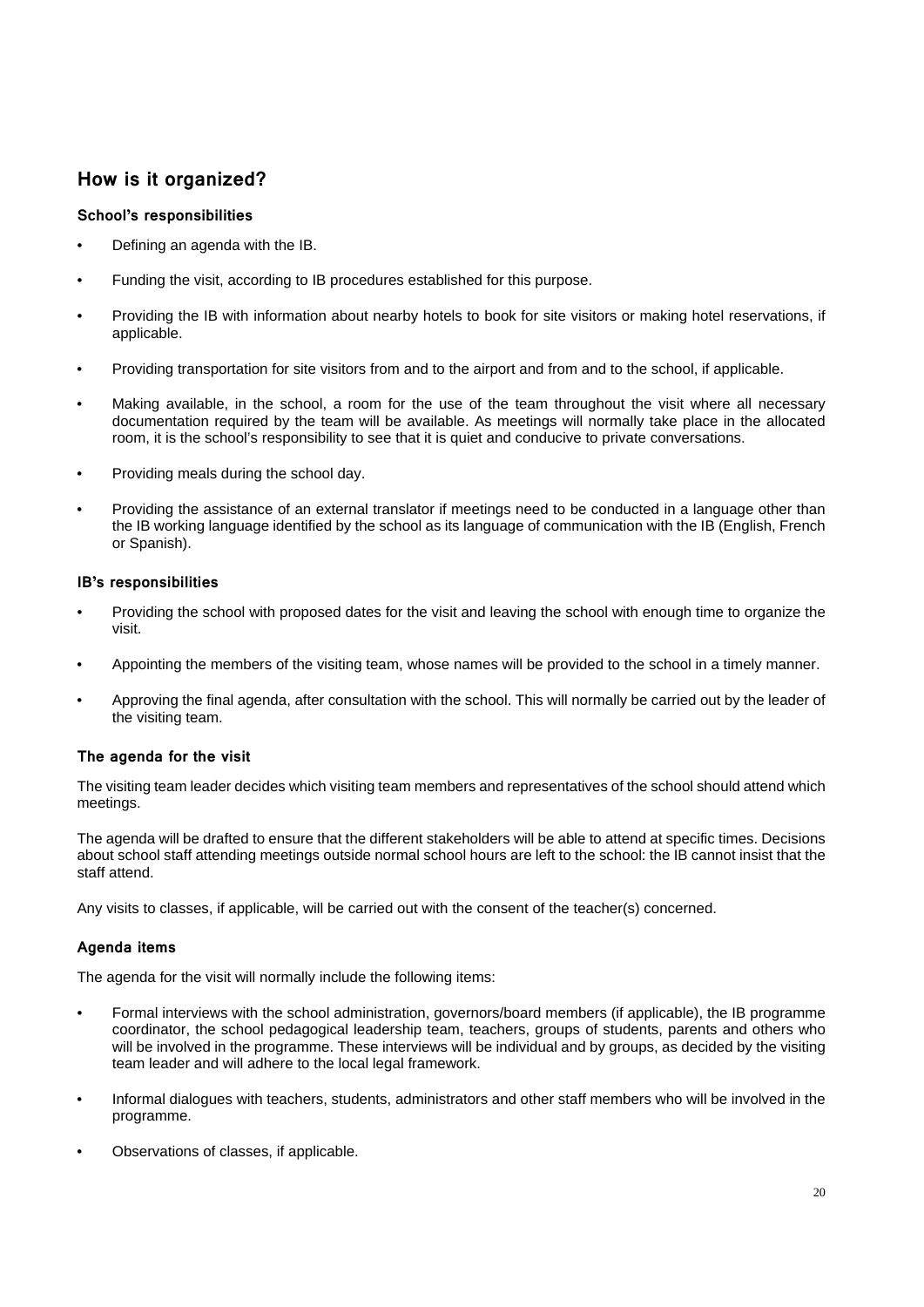## How is it organized?

### School's responsibilities

- Defining an agenda with the IB.
- Funding the visit, according to IB procedures established for this purpose.
- Providing the IB with information about nearby hotels to book for site visitors or making hotel reservations, if applicable.
- Providing transportation for site visitors from and to the airport and from and to the school, if applicable.
- Making available, in the school, a room for the use of the team throughout the visit where all necessary documentation required by the team will be available. As meetings will normally take place in the allocated room, it is the school's responsibility to see that it is quiet and conducive to private conversations.
- Providing meals during the school day.
- Providing the assistance of an external translator if meetings need to be conducted in a language other than the IB working language identified by the school as its language of communication with the IB (English, French or Spanish).

### IB's responsibilities

- Providing the school with proposed dates for the visit and leaving the school with enough time to organize the visit.
- Appointing the members of the visiting team, whose names will be provided to the school in a timely manner.
- Approving the final agenda, after consultation with the school. This will normally be carried out by the leader of the visiting team.

### The agenda for the visit

The visiting team leader decides which visiting team members and representatives of the school should attend which meetings.

The agenda will be drafted to ensure that the different stakeholders will be able to attend at specific times. Decisions about school staff attending meetings outside normal school hours are left to the school: the IB cannot insist that the staff attend.

Any visits to classes, if applicable, will be carried out with the consent of the teacher(s) concerned.

### Agenda items

The agenda for the visit will normally include the following items:

- Formal interviews with the school administration, governors/board members (if applicable), the IB programme coordinator, the school pedagogical leadership team, teachers, groups of students, parents and others who will be involved in the programme. These interviews will be individual and by groups, as decided by the visiting team leader and will adhere to the local legal framework.
- Informal dialogues with teachers, students, administrators and other staff members who will be involved in the programme.
- Observations of classes, if applicable.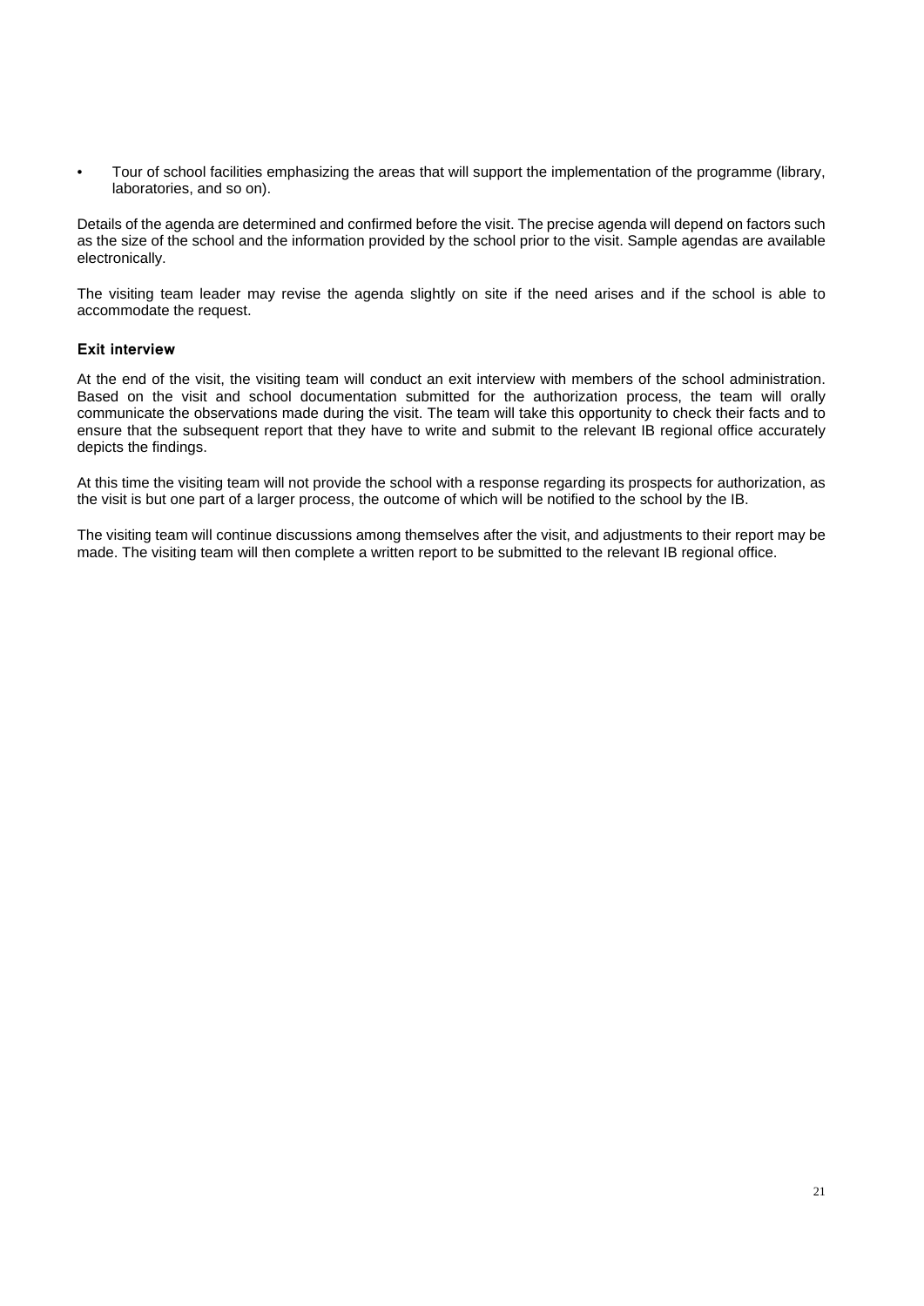- Tour of school facilities emphasizing the areas that will support the implementation of the programme (library, laboratories, and so on).

Details of the agenda are determined and confirmed before the visit. The precise agenda will depend on factors such as the size of the school and the information provided by the school prior to the visit. Sample agendas are available electronically.

The visiting team leader may revise the agenda slightly on site if the need arises and if the school is able to accommodate the request.

### Exit interview

At the end of the visit, the visiting team will conduct an exit interview with members of the school administration. Based on the visit and school documentation submitted for the authorization process, the team will orally communicate the observations made during the visit. The team will take this opportunity to check their facts and to ensure that the subsequent report that they have to write and submit to the relevant IB regional office accurately depicts the findings.

At this time the visiting team will not provide the school with a response regarding its prospects for authorization, as the visit is but one part of a larger process, the outcome of which will be notified to the school by the IB.

The visiting team will continue discussions among themselves after the visit, and adjustments to their report may be made. The visiting team will then complete a written report to be submitted to the relevant IB regional office.